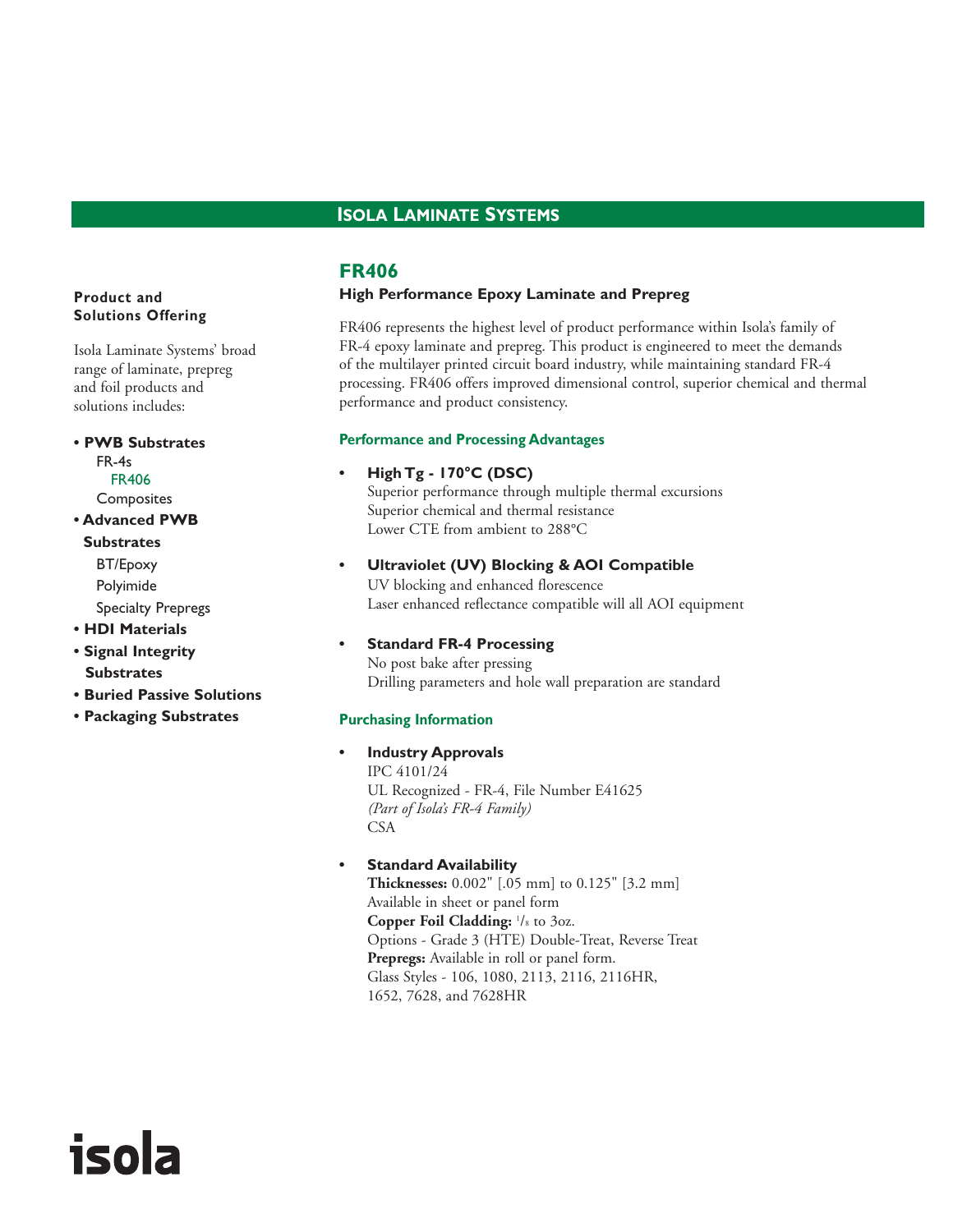# Isola Laminate Systems

**Product and Solutions Offering**

Isola Laminate Systems' broad range of laminate, prepreg and foil products and solutions includes:

- **PWB Substrates**
  - FR-4s
    - FR406
  - Composites
- **Advanced PWB Substrates**
  - BT/Epoxy
  - Polyimide
  - Specialty Prepregs
- **HDI Materials**
- **Signal Integrity Substrates**
- **Buried Passive Solutions**
- **Packaging Substrates**

## FR406

### High Performance Epoxy Laminate and Prepreg

FR406 represents the highest level of product performance within Isola's family of FR-4 epoxy laminate and prepreg. This product is engineered to meet the demands of the multilayer printed circuit board industry, while maintaining standard FR-4 processing. FR406 offers improved dimensional control, superior chemical and thermal performance and product consistency.

#### Performance and Processing Advantages

- **High Tg - 170°C (DSC)**
  Superior performance through multiple thermal excursions
  Superior chemical and thermal resistance
  Lower CTE from ambient to 288°C

- **Ultraviolet (UV) Blocking & AOI Compatible**
  UV blocking and enhanced florescence
  Laser enhanced reflectance compatible will all AOI equipment

- **Standard FR-4 Processing**
  No post bake after pressing
  Drilling parameters and hole wall preparation are standard

#### Purchasing Information

- **Industry Approvals**
  IPC 4101/24
  UL Recognized - FR-4, File Number E41625
  *(Part of Isola's FR-4 Family)*
  CSA

- **Standard Availability**
  **Thicknesses:** 0.002" [.05 mm] to 0.125" [3.2 mm]
  Available in sheet or panel form
  **Copper Foil Cladding:** 1/8 to 3oz.
  Options - Grade 3 (HTE) Double-Treat, Reverse Treat
  **Prepregs:** Available in roll or panel form.
  Glass Styles - 106, 1080, 2113, 2116, 2116HR, 1652, 7628, and 7628HR

isola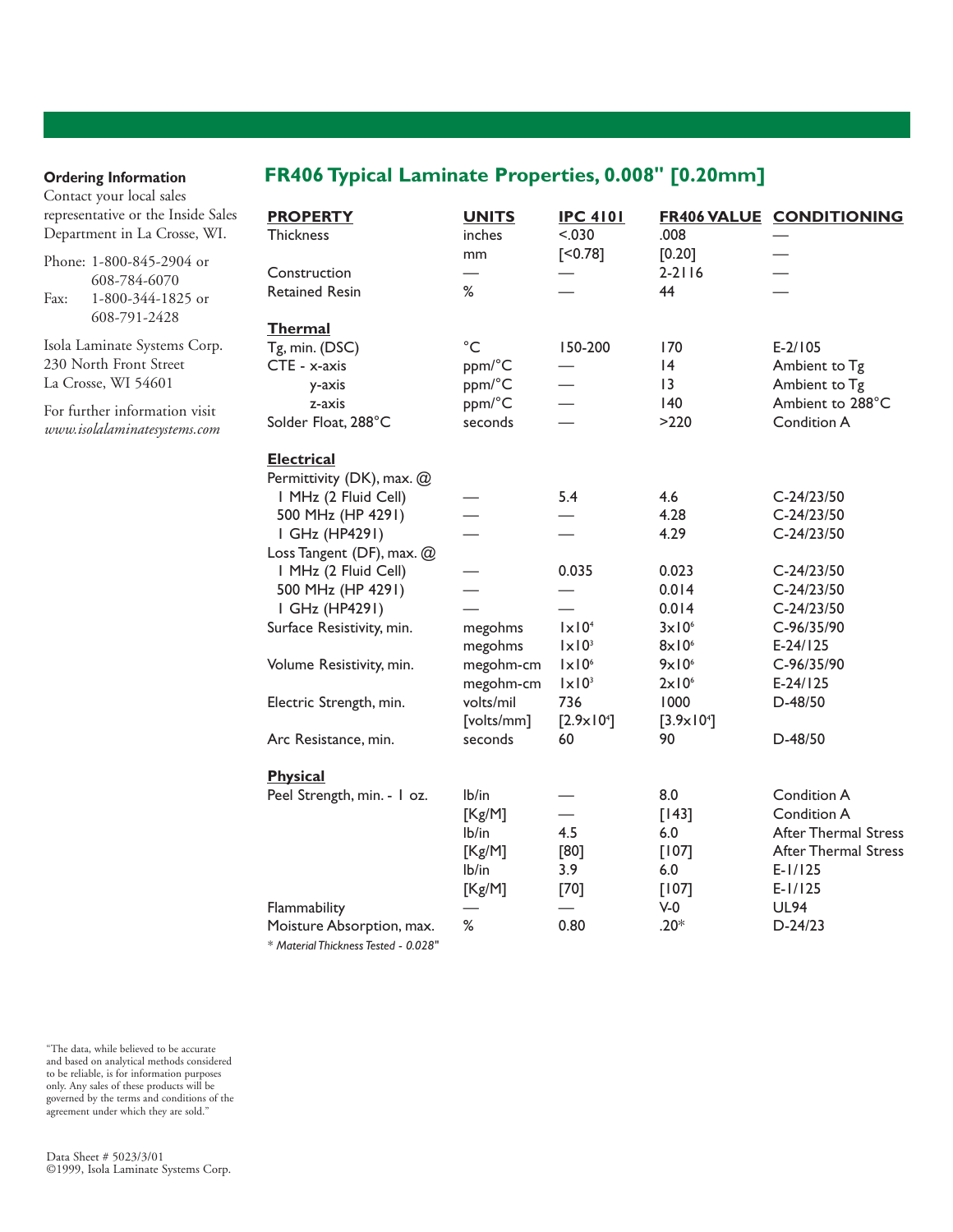**Ordering Information**

Contact your local sales representative or the Inside Sales Department in La Crosse, WI.

Phone: 1-800-845-2904 or 608-784-6070
Fax: 1-800-344-1825 or 608-791-2428

Isola Laminate Systems Corp.
230 North Front Street
La Crosse, WI 54601

For further information visit *www.isolalaminatesystems.com*

## FR406 Typical Laminate Properties, 0.008" [0.20mm]

| PROPERTY | UNITS | IPC 4101 | FR406 VALUE | CONDITIONING |
|---|---|---|---|---|
| Thickness | inches | <.030 | .008 | — |
| | mm | [<0.78] | [0.20] | — |
| Construction | — | — | 2-2116 | — |
| Retained Resin | % | — | 44 | — |
| **Thermal** | | | | |
| Tg, min. (DSC) | °C | 150-200 | 170 | E-2/105 |
| CTE - x-axis | ppm/°C | — | 14 | Ambient to Tg |
| y-axis | ppm/°C | — | 13 | Ambient to Tg |
| z-axis | ppm/°C | — | 140 | Ambient to 288°C |
| Solder Float, 288°C | seconds | — | >220 | Condition A |
| **Electrical** | | | | |
| Permittivity (DK), max. @ | | | | |
| 1 MHz (2 Fluid Cell) | — | 5.4 | 4.6 | C-24/23/50 |
| 500 MHz (HP 4291) | — | — | 4.28 | C-24/23/50 |
| 1 GHz (HP4291) | — | — | 4.29 | C-24/23/50 |
| Loss Tangent (DF), max. @ | | | | |
| 1 MHz (2 Fluid Cell) | — | 0.035 | 0.023 | C-24/23/50 |
| 500 MHz (HP 4291) | — | — | 0.014 | C-24/23/50 |
| 1 GHz (HP4291) | — | — | 0.014 | C-24/23/50 |
| Surface Resistivity, min. | megohms | $1 \times 10^4$ | $3 \times 10^6$ | C-96/35/90 |
| | megohms | $1 \times 10^3$ | $8 \times 10^6$ | E-24/125 |
| Volume Resistivity, min. | megohm-cm | $1 \times 10^6$ | $9 \times 10^6$ | C-96/35/90 |
| | megohm-cm | $1 \times 10^3$ | $2 \times 10^6$ | E-24/125 |
| Electric Strength, min. | volts/mil | 736 | 1000 | D-48/50 |
| | [volts/mm] | [$2.9 \times 10^4$] | [$3.9 \times 10^4$] | |
| Arc Resistance, min. | seconds | 60 | 90 | D-48/50 |
| **Physical** | | | | |
| Peel Strength, min. - 1 oz. | lb/in | — | 8.0 | Condition A |
| | [Kg/M] | — | [143] | Condition A |
| | lb/in | 4.5 | 6.0 | After Thermal Stress |
| | [Kg/M] | [80] | [107] | After Thermal Stress |
| | lb/in | 3.9 | 6.0 | E-1/125 |
| | [Kg/M] | [70] | [107] | E-1/125 |
| Flammability | — | — | V-0 | UL94 |
| Moisture Absorption, max. | % | 0.80 | .20* | D-24/23 |

\* *Material Thickness Tested - 0.028"*

"The data, while believed to be accurate and based on analytical methods considered to be reliable, is for information purposes only. Any sales of these products will be governed by the terms and conditions of the agreement under which they are sold."

Data Sheet # 5023/3/01
©1999, Isola Laminate Systems Corp.